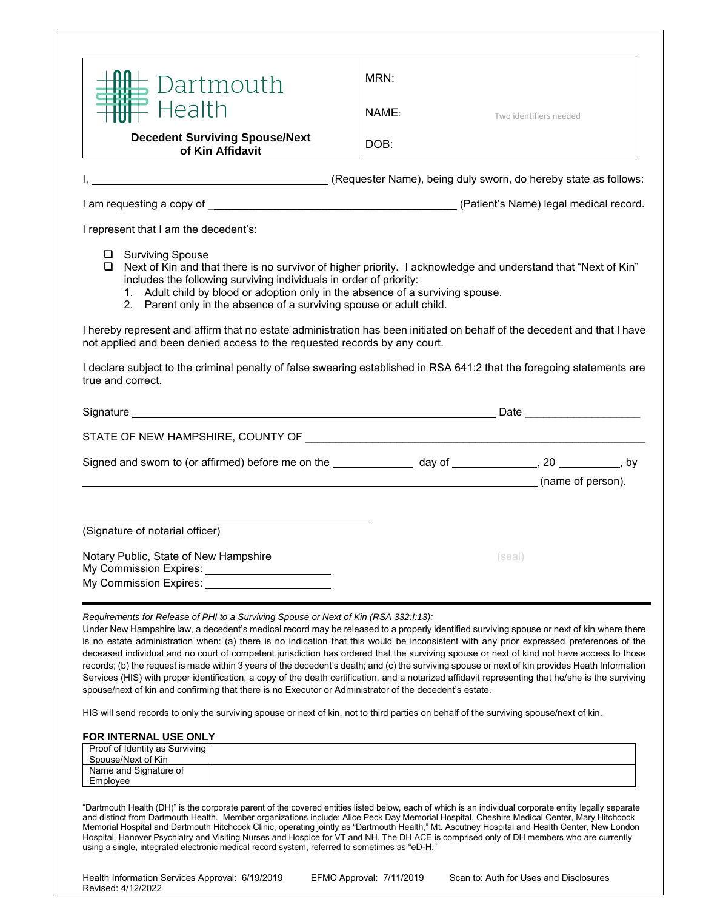| Dartmouth Health<br>**Decedent Surviving Spouse/Next of Kin Affidavit** | MRN:<br>NAME: Two identifiers needed<br>DOB: |
|---|---|

I, ________________________________ (Requester Name), being duly sworn, do hereby state as follows:

I am requesting a copy of ________________________________ (Patient's Name) legal medical record.

I represent that I am the decedent's:

- ☐ Surviving Spouse
- ☐ Next of Kin and that there is no survivor of higher priority. I acknowledge and understand that "Next of Kin" includes the following surviving individuals in order of priority:
  1. Adult child by blood or adoption only in the absence of a surviving spouse.
  2. Parent only in the absence of a surviving spouse or adult child.

I hereby represent and affirm that no estate administration has been initiated on behalf of the decedent and that I have not applied and been denied access to the requested records by any court.

I declare subject to the criminal penalty of false swearing established in RSA 641:2 that the foregoing statements are true and correct.

Signature ________________________________ Date ________________

STATE OF NEW HAMPSHIRE, COUNTY OF ________________________________

Signed and sworn to (or affirmed) before me on the __________ day of ____________, 20 ________, by ________________________________ (name of person).

________________________________
(Signature of notarial officer)

Notary Public, State of New Hampshire (seal)
My Commission Expires: ________________
My Commission Expires: ________________

---

*Requirements for Release of PHI to a Surviving Spouse or Next of Kin (RSA 332:I:13):*
Under New Hampshire law, a decedent's medical record may be released to a properly identified surviving spouse or next of kin where there is no estate administration when: (a) there is no indication that this would be inconsistent with any prior expressed preferences of the deceased individual and no court of competent jurisdiction has ordered that the surviving spouse or next of kind not have access to those records; (b) the request is made within 3 years of the decedent's death; and (c) the surviving spouse or next of kin provides Heath Information Services (HIS) with proper identification, a copy of the death certification, and a notarized affidavit representing that he/she is the surviving spouse/next of kin and confirming that there is no Executor or Administrator of the decedent's estate.

HIS will send records to only the surviving spouse or next of kin, not to third parties on behalf of the surviving spouse/next of kin.

**FOR INTERNAL USE ONLY**

| Proof of Identity as Surviving Spouse/Next of Kin | |
|---|---|
| Name and Signature of Employee | |

"Dartmouth Health (DH)" is the corporate parent of the covered entities listed below, each of which is an individual corporate entity legally separate and distinct from Dartmouth Health. Member organizations include: Alice Peck Day Memorial Hospital, Cheshire Medical Center, Mary Hitchcock Memorial Hospital and Dartmouth Hitchcock Clinic, operating jointly as "Dartmouth Health," Mt. Ascutney Hospital and Health Center, New London Hospital, Hanover Psychiatry and Visiting Nurses and Hospice for VT and NH. The DH ACE is comprised only of DH members who are currently using a single, integrated electronic medical record system, referred to sometimes as "eD-H."

Health Information Services Approval: 6/19/2019 EFMC Approval: 7/11/2019 Scan to: Auth for Uses and Disclosures
Revised: 4/12/2022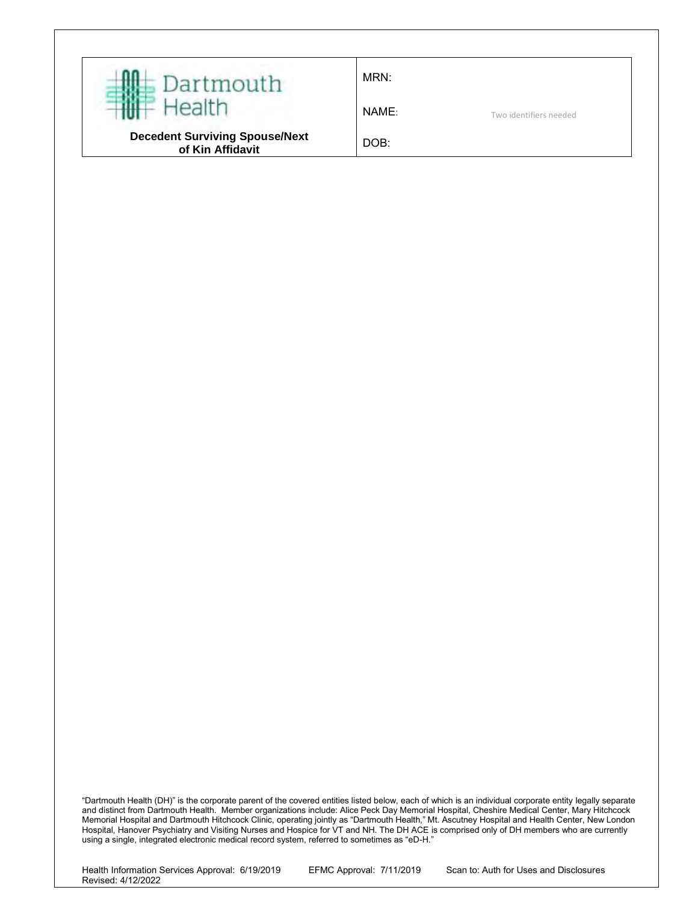| | |
|---|---|
| **Dartmouth Health** | MRN: |
| | NAME: Two identifiers needed |
| **Decedent Surviving Spouse/Next of Kin Affidavit** | DOB: |

"Dartmouth Health (DH)" is the corporate parent of the covered entities listed below, each of which is an individual corporate entity legally separate and distinct from Dartmouth Health. Member organizations include: Alice Peck Day Memorial Hospital, Cheshire Medical Center, Mary Hitchcock Memorial Hospital and Dartmouth Hitchcock Clinic, operating jointly as "Dartmouth Health," Mt. Ascutney Hospital and Health Center, New London Hospital, Hanover Psychiatry and Visiting Nurses and Hospice for VT and NH. The DH ACE is comprised only of DH members who are currently using a single, integrated electronic medical record system, referred to sometimes as "eD-H."

Health Information Services Approval: 6/19/2019 EFMC Approval: 7/11/2019 Scan to: Auth for Uses and Disclosures
Revised: 4/12/2022